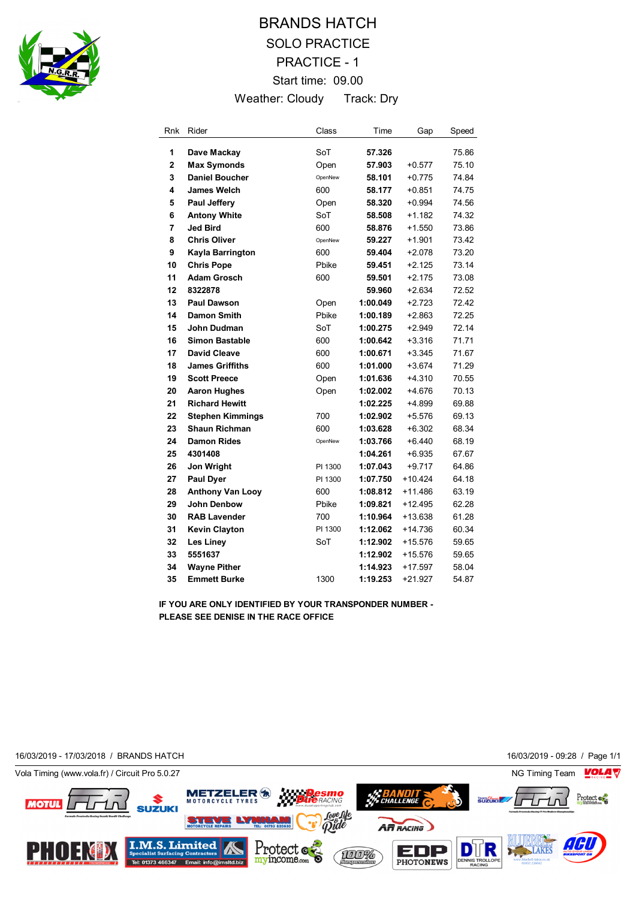# BRANDS HATCH

## SOLO PRACTICE

## PRACTICE - 1

Start time: 09.00

Weather: Cloudy    Track: Dry

| Rnk | Rider | Class | Time | Gap | Speed |
|---|---|---|---|---|---|
| 1 | **Dave Mackay** | SoT | **57.326** | | 75.86 |
| 2 | **Max Symonds** | Open | **57.903** | +0.577 | 75.10 |
| 3 | **Daniel Boucher** | OpenNew | **58.101** | +0.775 | 74.84 |
| 4 | **James Welch** | 600 | **58.177** | +0.851 | 74.75 |
| 5 | **Paul Jeffery** | Open | **58.320** | +0.994 | 74.56 |
| 6 | **Antony White** | SoT | **58.508** | +1.182 | 74.32 |
| 7 | **Jed Bird** | 600 | **58.876** | +1.550 | 73.86 |
| 8 | **Chris Oliver** | OpenNew | **59.227** | +1.901 | 73.42 |
| 9 | **Kayla Barrington** | 600 | **59.404** | +2.078 | 73.20 |
| 10 | **Chris Pope** | Pbike | **59.451** | +2.125 | 73.14 |
| 11 | **Adam Grosch** | 600 | **59.501** | +2.175 | 73.08 |
| 12 | **8322878** | | **59.960** | +2.634 | 72.52 |
| 13 | **Paul Dawson** | Open | **1:00.049** | +2.723 | 72.42 |
| 14 | **Damon Smith** | Pbike | **1:00.189** | +2.863 | 72.25 |
| 15 | **John Dudman** | SoT | **1:00.275** | +2.949 | 72.14 |
| 16 | **Simon Bastable** | 600 | **1:00.642** | +3.316 | 71.71 |
| 17 | **David Cleave** | 600 | **1:00.671** | +3.345 | 71.67 |
| 18 | **James Griffiths** | 600 | **1:01.000** | +3.674 | 71.29 |
| 19 | **Scott Preece** | Open | **1:01.636** | +4.310 | 70.55 |
| 20 | **Aaron Hughes** | Open | **1:02.002** | +4.676 | 70.13 |
| 21 | **Richard Hewitt** | | **1:02.225** | +4.899 | 69.88 |
| 22 | **Stephen Kimmings** | 700 | **1:02.902** | +5.576 | 69.13 |
| 23 | **Shaun Richman** | 600 | **1:03.628** | +6.302 | 68.34 |
| 24 | **Damon Rides** | OpenNew | **1:03.766** | +6.440 | 68.19 |
| 25 | **4301408** | | **1:04.261** | +6.935 | 67.67 |
| 26 | **Jon Wright** | PI 1300 | **1:07.043** | +9.717 | 64.86 |
| 27 | **Paul Dyer** | PI 1300 | **1:07.750** | +10.424 | 64.18 |
| 28 | **Anthony Van Looy** | 600 | **1:08.812** | +11.486 | 63.19 |
| 29 | **John Denbow** | Pbike | **1:09.821** | +12.495 | 62.28 |
| 30 | **RAB Lavender** | 700 | **1:10.964** | +13.638 | 61.28 |
| 31 | **Kevin Clayton** | PI 1300 | **1:12.062** | +14.736 | 60.34 |
| 32 | **Les Liney** | SoT | **1:12.902** | +15.576 | 59.65 |
| 33 | **5551637** | | **1:12.902** | +15.576 | 59.65 |
| 34 | **Wayne Pither** | | **1:14.923** | +17.597 | 58.04 |
| 35 | **Emmett Burke** | 1300 | **1:19.253** | +21.927 | 54.87 |

**IF YOU ARE ONLY IDENTIFIED BY YOUR TRANSPONDER NUMBER - PLEASE SEE DENISE IN THE RACE OFFICE**

16/03/2019 - 17/03/2018 / BRANDS HATCH    16/03/2019 - 09:28

Vola Timing (www.vola.fr) / Circuit Pro 5.0.27    NG Timing Team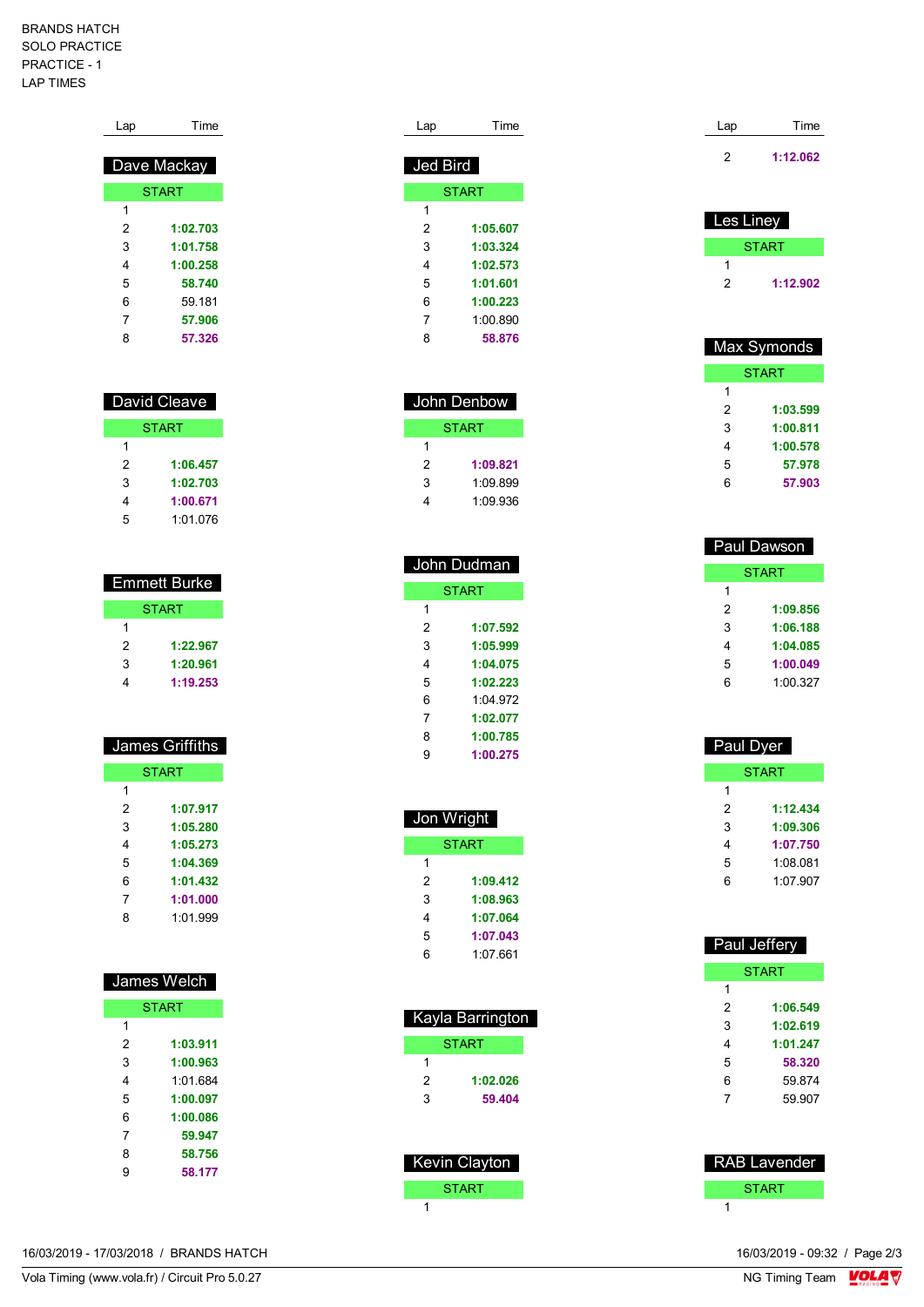BRANDS HATCH
SOLO PRACTICE
PRACTICE - 1
LAP TIMES

### Dave Mackay

| Lap | Time |
|---|---|
| START | |
| 1 | |
| 2 | 1:02.703 |
| 3 | 1:01.758 |
| 4 | 1:00.258 |
| 5 | 58.740 |
| 6 | 59.181 |
| 7 | 57.906 |
| 8 | 57.326 |

### David Cleave

| Lap | Time |
|---|---|
| START | |
| 1 | |
| 2 | 1:06.457 |
| 3 | 1:02.703 |
| 4 | 1:00.671 |
| 5 | 1:01.076 |

### Emmett Burke

| Lap | Time |
|---|---|
| START | |
| 1 | |
| 2 | 1:22.967 |
| 3 | 1:20.961 |
| 4 | 1:19.253 |

### James Griffiths

| Lap | Time |
|---|---|
| START | |
| 1 | |
| 2 | 1:07.917 |
| 3 | 1:05.280 |
| 4 | 1:05.273 |
| 5 | 1:04.369 |
| 6 | 1:01.432 |
| 7 | 1:01.000 |
| 8 | 1:01.999 |

### James Welch

| Lap | Time |
|---|---|
| START | |
| 1 | |
| 2 | 1:03.911 |
| 3 | 1:00.963 |
| 4 | 1:01.684 |
| 5 | 1:00.097 |
| 6 | 1:00.086 |
| 7 | 59.947 |
| 8 | 58.756 |
| 9 | 58.177 |

### Jed Bird

| Lap | Time |
|---|---|
| START | |
| 1 | |
| 2 | 1:05.607 |
| 3 | 1:03.324 |
| 4 | 1:02.573 |
| 5 | 1:01.601 |
| 6 | 1:00.223 |
| 7 | 1:00.890 |
| 8 | 58.876 |

### John Denbow

| Lap | Time |
|---|---|
| START | |
| 1 | |
| 2 | 1:09.821 |
| 3 | 1:09.899 |
| 4 | 1:09.936 |

### John Dudman

| Lap | Time |
|---|---|
| START | |
| 1 | |
| 2 | 1:07.592 |
| 3 | 1:05.999 |
| 4 | 1:04.075 |
| 5 | 1:02.223 |
| 6 | 1:04.972 |
| 7 | 1:02.077 |
| 8 | 1:00.785 |
| 9 | 1:00.275 |

### Jon Wright

| Lap | Time |
|---|---|
| START | |
| 1 | |
| 2 | 1:09.412 |
| 3 | 1:08.963 |
| 4 | 1:07.064 |
| 5 | 1:07.043 |
| 6 | 1:07.661 |

### Kayla Barrington

| Lap | Time |
|---|---|
| START | |
| 1 | |
| 2 | 1:02.026 |
| 3 | 59.404 |

### Kevin Clayton

| Lap | Time |
|---|---|
| START | |
| 1 | |
| 2 | 1:12.062 |

### Les Liney

| Lap | Time |
|---|---|
| START | |
| 1 | |
| 2 | 1:12.902 |

### Max Symonds

| Lap | Time |
|---|---|
| START | |
| 1 | |
| 2 | 1:03.599 |
| 3 | 1:00.811 |
| 4 | 1:00.578 |
| 5 | 57.978 |
| 6 | 57.903 |

### Paul Dawson

| Lap | Time |
|---|---|
| START | |
| 1 | |
| 2 | 1:09.856 |
| 3 | 1:06.188 |
| 4 | 1:04.085 |
| 5 | 1:00.049 |
| 6 | 1:00.327 |

### Paul Dyer

| Lap | Time |
|---|---|
| START | |
| 1 | |
| 2 | 1:12.434 |
| 3 | 1:09.306 |
| 4 | 1:07.750 |
| 5 | 1:08.081 |
| 6 | 1:07.907 |

### Paul Jeffery

| Lap | Time |
|---|---|
| START | |
| 1 | |
| 2 | 1:06.549 |
| 3 | 1:02.619 |
| 4 | 1:01.247 |
| 5 | 58.320 |
| 6 | 59.874 |
| 7 | 59.907 |

### RAB Lavender

| Lap | Time |
|---|---|
| START | |
| 1 | |

16/03/2019 - 17/03/2018 / BRANDS HATCH
16/03/2019 - 09:32
Vola Timing (www.vola.fr) / Circuit Pro 5.0.27
NG Timing Team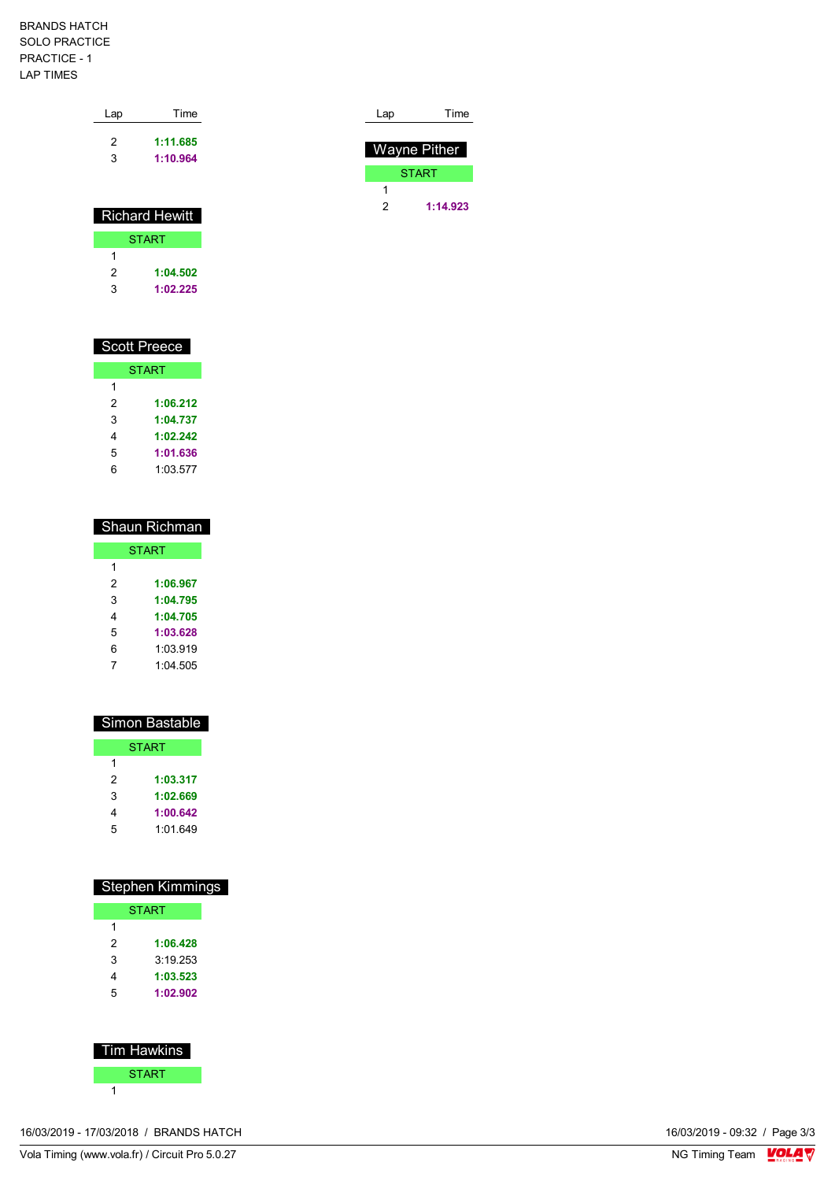BRANDS HATCH
SOLO PRACTICE
PRACTICE - 1
LAP TIMES

| Lap | Time |
|---|---|
| 2 | **1:11.685** |
| 3 | **1:10.964** |

### Richard Hewitt

| Lap | Time |
|---|---|
| START | |
| 1 | |
| 2 | **1:04.502** |
| 3 | **1:02.225** |

### Scott Preece

| Lap | Time |
|---|---|
| START | |
| 1 | |
| 2 | **1:06.212** |
| 3 | **1:04.737** |
| 4 | **1:02.242** |
| 5 | **1:01.636** |
| 6 | 1:03.577 |

### Shaun Richman

| Lap | Time |
|---|---|
| START | |
| 1 | |
| 2 | **1:06.967** |
| 3 | **1:04.795** |
| 4 | **1:04.705** |
| 5 | **1:03.628** |
| 6 | 1:03.919 |
| 7 | 1:04.505 |

### Simon Bastable

| Lap | Time |
|---|---|
| START | |
| 1 | |
| 2 | **1:03.317** |
| 3 | **1:02.669** |
| 4 | **1:00.642** |
| 5 | 1:01.649 |

### Stephen Kimmings

| Lap | Time |
|---|---|
| START | |
| 1 | |
| 2 | **1:06.428** |
| 3 | 3:19.253 |
| 4 | **1:03.523** |
| 5 | **1:02.902** |

### Tim Hawkins

| Lap | Time |
|---|---|
| START | |
| 1 | |

### Wayne Pither

| Lap | Time |
|---|---|
| START | |
| 1 | |
| 2 | **1:14.923** |

16/03/2019 - 17/03/2018 / BRANDS HATCH
16/03/2019 - 09:32
Vola Timing (www.vola.fr) / Circuit Pro 5.0.27
NG Timing Team